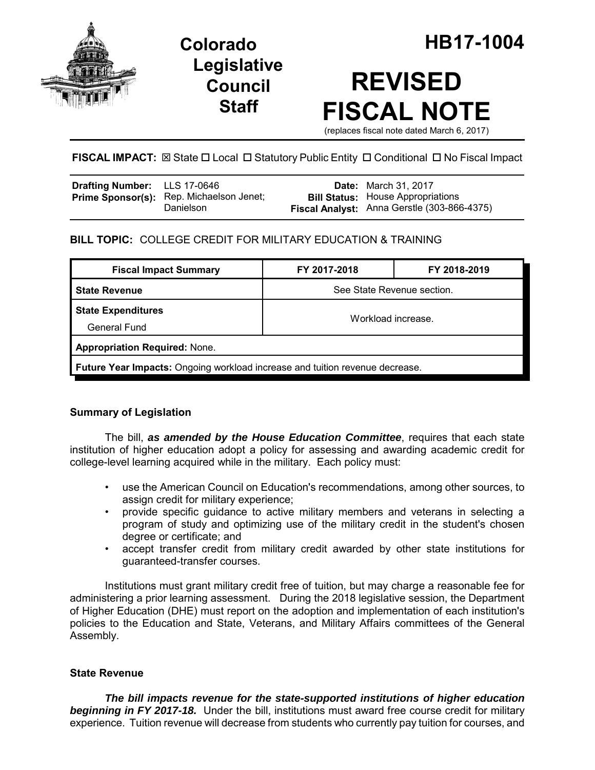Colorado Legislative Council Staff

# HB17-1004

# REVISED FISCAL NOTE

(replaces fiscal note dated March 6, 2017)

**FISCAL IMPACT:** ☒ State ☐ Local ☐ Statutory Public Entity ☐ Conditional ☐ No Fiscal Impact

| | | | |
|---|---|---|---|
| **Drafting Number:** | LLS 17-0646 | **Date:** | March 31, 2017 |
| **Prime Sponsor(s):** | Rep. Michaelson Jenet; Danielson | **Bill Status:** | House Appropriations |
| | | **Fiscal Analyst:** | Anna Gerstle (303-866-4375) |

**BILL TOPIC:** COLLEGE CREDIT FOR MILITARY EDUCATION & TRAINING

| Fiscal Impact Summary | FY 2017-2018 | FY 2018-2019 |
|---|---|---|
| **State Revenue** | See State Revenue section. | |
| **State Expenditures**<br>General Fund | Workload increase. | |
| **Appropriation Required:** None. | | |
| **Future Year Impacts:** Ongoing workload increase and tuition revenue decrease. | | |

### Summary of Legislation

The bill, ***as amended by the House Education Committee***, requires that each state institution of higher education adopt a policy for assessing and awarding academic credit for college-level learning acquired while in the military. Each policy must:

- use the American Council on Education's recommendations, among other sources, to assign credit for military experience;
- provide specific guidance to active military members and veterans in selecting a program of study and optimizing use of the military credit in the student's chosen degree or certificate; and
- accept transfer credit from military credit awarded by other state institutions for guaranteed-transfer courses.

Institutions must grant military credit free of tuition, but may charge a reasonable fee for administering a prior learning assessment. During the 2018 legislative session, the Department of Higher Education (DHE) must report on the adoption and implementation of each institution's policies to the Education and State, Veterans, and Military Affairs committees of the General Assembly.

### State Revenue

***The bill impacts revenue for the state-supported institutions of higher education beginning in FY 2017-18.*** Under the bill, institutions must award free course credit for military experience. Tuition revenue will decrease from students who currently pay tuition for courses, and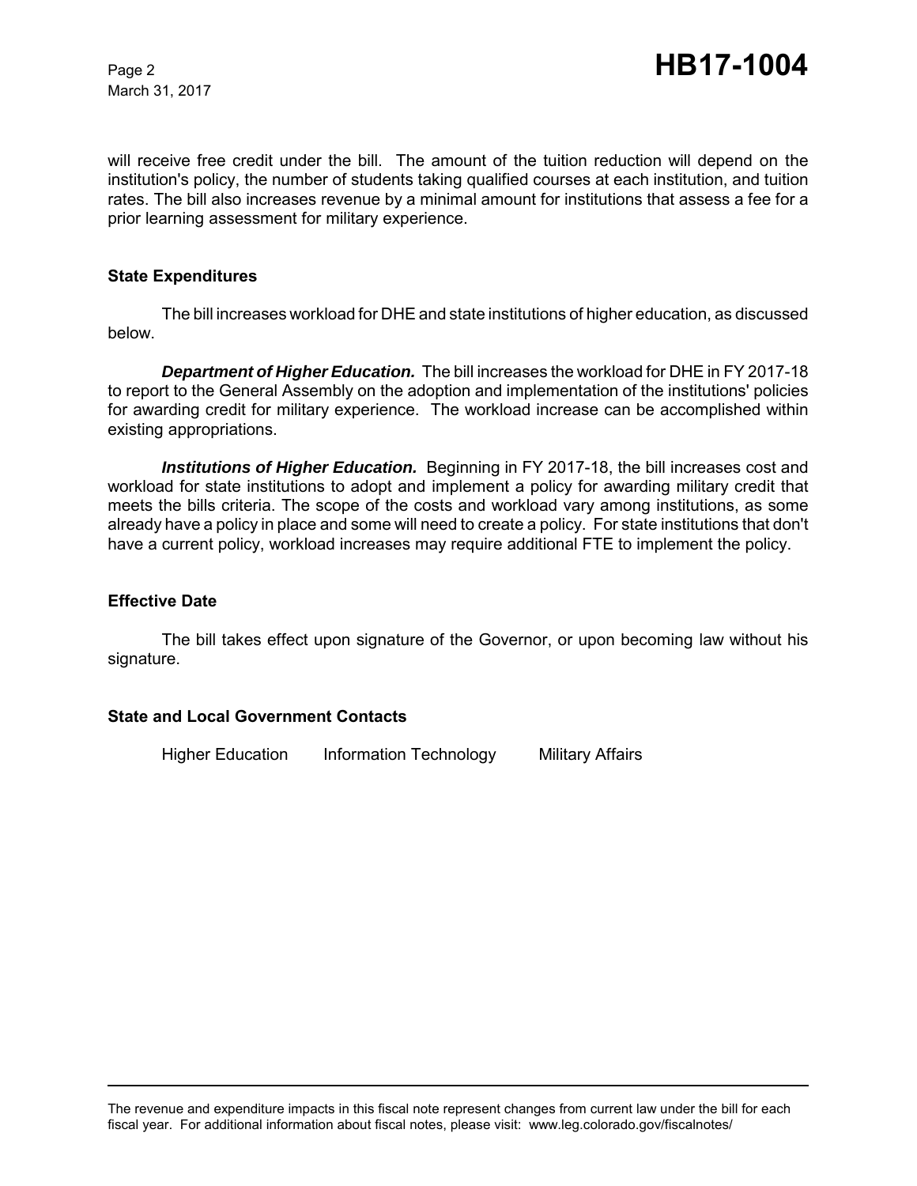will receive free credit under the bill. The amount of the tuition reduction will depend on the institution's policy, the number of students taking qualified courses at each institution, and tuition rates. The bill also increases revenue by a minimal amount for institutions that assess a fee for a prior learning assessment for military experience.

### State Expenditures

The bill increases workload for DHE and state institutions of higher education, as discussed below.

***Department of Higher Education.*** The bill increases the workload for DHE in FY 2017-18 to report to the General Assembly on the adoption and implementation of the institutions' policies for awarding credit for military experience. The workload increase can be accomplished within existing appropriations.

***Institutions of Higher Education.*** Beginning in FY 2017-18, the bill increases cost and workload for state institutions to adopt and implement a policy for awarding military credit that meets the bills criteria. The scope of the costs and workload vary among institutions, as some already have a policy in place and some will need to create a policy. For state institutions that don't have a current policy, workload increases may require additional FTE to implement the policy.

### Effective Date

The bill takes effect upon signature of the Governor, or upon becoming law without his signature.

### State and Local Government Contacts

Higher Education Information Technology Military Affairs

The revenue and expenditure impacts in this fiscal note represent changes from current law under the bill for each fiscal year. For additional information about fiscal notes, please visit: www.leg.colorado.gov/fiscalnotes/